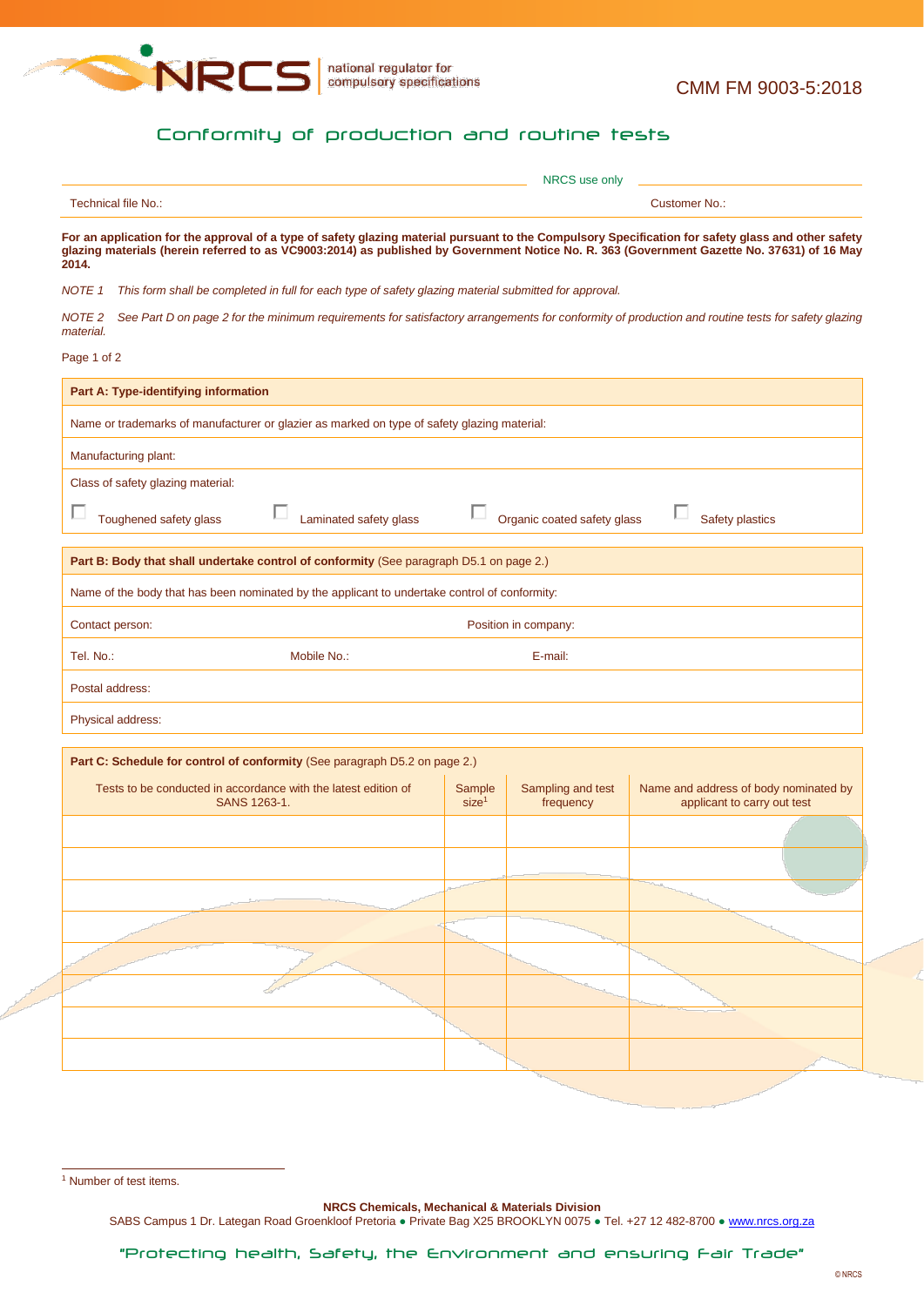national regulator for compulsory specifications

CMM FM 9003-5:2018

# Conformity of production and routine tests

NRCS use only

Technical file No.: Customer No.:

**For an application for the approval of a type of safety glazing material pursuant to the Compulsory Specification for safety glass and other safety glazing materials (herein referred to as VC9003:2014) as published by Government Notice No. R. 363 (Government Gazette No. 37631) of 16 May 2014.**

*NOTE 1 This form shall be completed in full for each type of safety glazing material submitted for approval.*

*NOTE 2 See Part D on page 2 for the minimum requirements for satisfactory arrangements for conformity of production and routine tests for safety glazing material.*

Page 1 of 2

| **Part A: Type-identifying information** | | | |
|---|---|---|---|
| Name or trademarks of manufacturer or glazier as marked on type of safety glazing material: | | | |
| Manufacturing plant: | | | |
| Class of safety glazing material: | | | |
| ☐ Toughened safety glass | ☐ Laminated safety glass | ☐ Organic coated safety glass | ☐ Safety plastics |

| **Part B: Body that shall undertake control of conformity** (See paragraph D5.1 on page 2.) | | |
|---|---|---|
| Name of the body that has been nominated by the applicant to undertake control of conformity: | | |
| Contact person: | Position in company: | |
| Tel. No.: | Mobile No.: | E-mail: |
| Postal address: | | |
| Physical address: | | |

**Part C: Schedule for control of conformity** (See paragraph D5.2 on page 2.)

| Tests to be conducted in accordance with the latest edition of SANS 1263-1. | Sample size[1] | Sampling and test frequency | Name and address of body nominated by applicant to carry out test |
|---|---|---|---|
| | | | |
| | | | |
| | | | |
| | | | |
| | | | |
| | | | |
| | | | |
| | | | |

[1] Number of test items.

**NRCS Chemicals, Mechanical & Materials Division**
SABS Campus 1 Dr. Lategan Road Groenkloof Pretoria ● Private Bag X25 BROOKLYN 0075 ● Tel. +27 12 482-8700 ● www.nrcs.org.za

"Protecting health, Safety, the Environment and ensuring Fair Trade"

© NRCS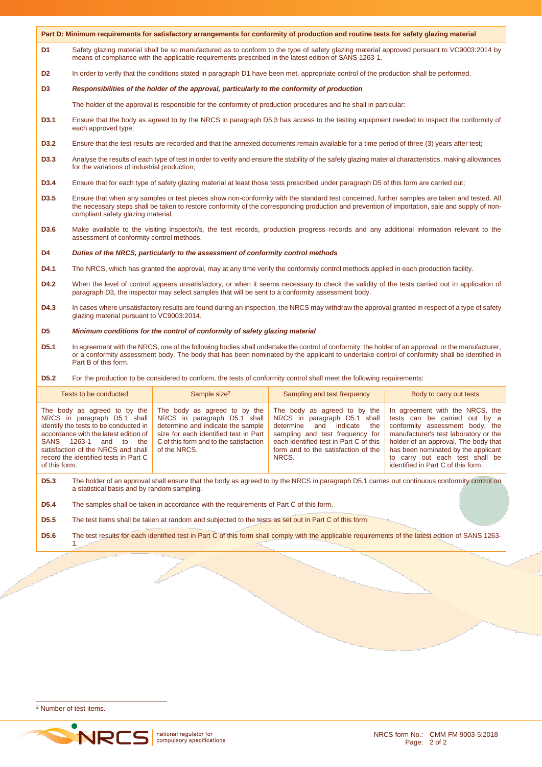## Part D: Minimum requirements for satisfactory arrangements for conformity of production and routine tests for safety glazing material

**D1** Safety glazing material shall be so manufactured as to conform to the type of safety glazing material approved pursuant to VC9003:2014 by means of compliance with the applicable requirements prescribed in the latest edition of SANS 1263-1.

**D2** In order to verify that the conditions stated in paragraph D1 have been met, appropriate control of the production shall be performed.

**D3** ***Responsibilities of the holder of the approval, particularly to the conformity of production***

The holder of the approval is responsible for the conformity of production procedures and he shall in particular:

**D3.1** Ensure that the body as agreed to by the NRCS in paragraph D5.3 has access to the testing equipment needed to inspect the conformity of each approved type;

**D3.2** Ensure that the test results are recorded and that the annexed documents remain available for a time period of three (3) years after test;

**D3.3** Analyse the results of each type of test in order to verify and ensure the stability of the safety glazing material characteristics, making allowances for the variations of industrial production;

**D3.4** Ensure that for each type of safety glazing material at least those tests prescribed under paragraph D5 of this form are carried out;

**D3.5** Ensure that when any samples or test pieces show non-conformity with the standard test concerned, further samples are taken and tested. All the necessary steps shall be taken to restore conformity of the corresponding production and prevention of importation, sale and supply of non-compliant safety glazing material.

**D3.6** Make available to the visiting inspector/s, the test records, production progress records and any additional information relevant to the assessment of conformity control methods.

**D4** ***Duties of the NRCS, particularly to the assessment of conformity control methods***

**D4.1** The NRCS, which has granted the approval, may at any time verify the conformity control methods applied in each production facility.

**D4.2** When the level of control appears unsatisfactory, or when it seems necessary to check the validity of the tests carried out in application of paragraph D3, the inspector may select samples that will be sent to a conformity assessment body.

**D4.3** In cases where unsatisfactory results are found during an inspection, the NRCS may withdraw the approval granted in respect of a type of safety glazing material pursuant to VC9003:2014.

**D5** ***Minimum conditions for the control of conformity of safety glazing material***

**D5.1** In agreement with the NRCS, one of the following bodies shall undertake the control of conformity: the holder of an approval, or the manufacturer, or a conformity assessment body. The body that has been nominated by the applicant to undertake control of conformity shall be identified in Part B of this form.

**D5.2** For the production to be considered to conform, the tests of conformity control shall meet the following requirements:

| Tests to be conducted | Sample size[2] | Sampling and test frequency | Body to carry out tests |
|---|---|---|---|
| The body as agreed to by the NRCS in paragraph D5.1 shall identify the tests to be conducted in accordance with the latest edition of SANS 1263-1 and to the satisfaction of the NRCS and shall record the identified tests in Part C of this form. | The body as agreed to by the NRCS in paragraph D5.1 shall determine and indicate the sample size for each identified test in Part C of this form and to the satisfaction of the NRCS. | The body as agreed to by the NRCS in paragraph D5.1 shall determine and indicate the sampling and test frequency for each identified test in Part C of this form and to the satisfaction of the NRCS. | In agreement with the NRCS, the tests can be carried out by a conformity assessment body, the manufacturer's test laboratory or the holder of an approval. The body that has been nominated by the applicant to carry out each test shall be identified in Part C of this form. |

**D5.3** The holder of an approval shall ensure that the body as agreed to by the NRCS in paragraph D5.1 carries out continuous conformity control on a statistical basis and by random sampling.

**D5.4** The samples shall be taken in accordance with the requirements of Part C of this form.

**D5.5** The test items shall be taken at random and subjected to the tests as set out in Part C of this form.

**D5.6** The test results for each identified test in Part C of this form shall comply with the applicable requirements of the latest edition of SANS 1263-1.

[2] Number of test items.